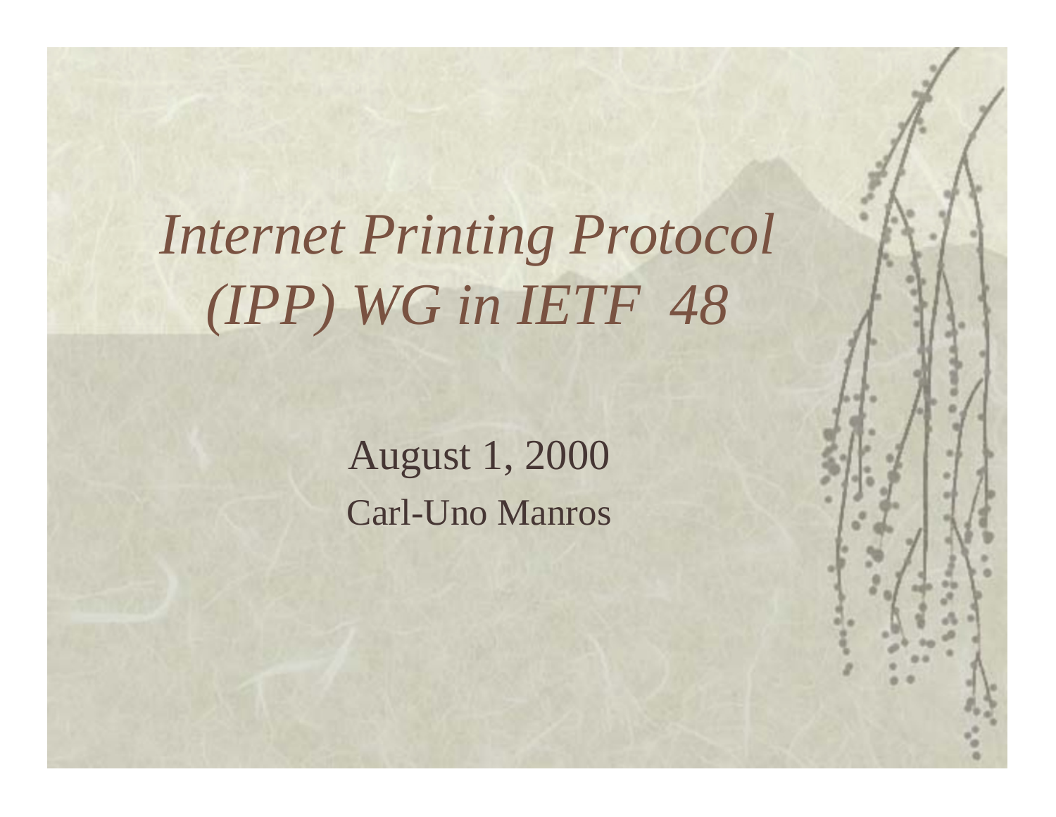# *Internet Printing Protocol (IPP) WG in IETF 48*

August 1, 2000

Carl-Uno Manros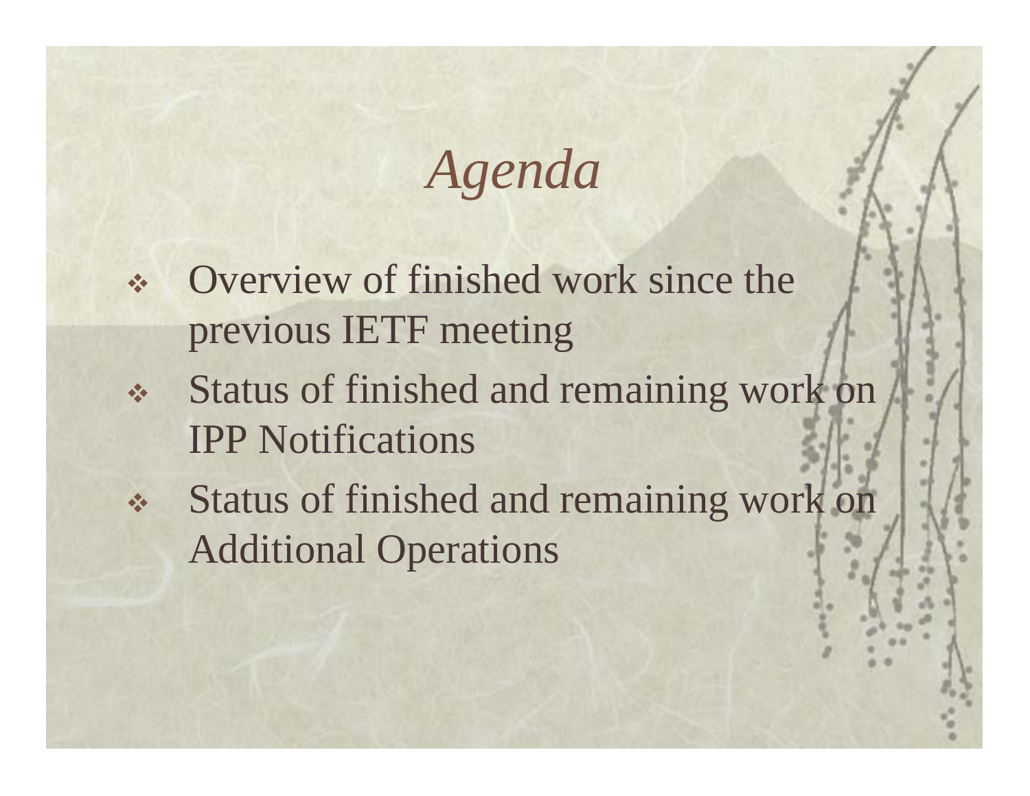# *Agenda*

- Overview of finished work since the previous IETF meeting
- Status of finished and remaining work on IPP Notifications
- Status of finished and remaining work on Additional Operations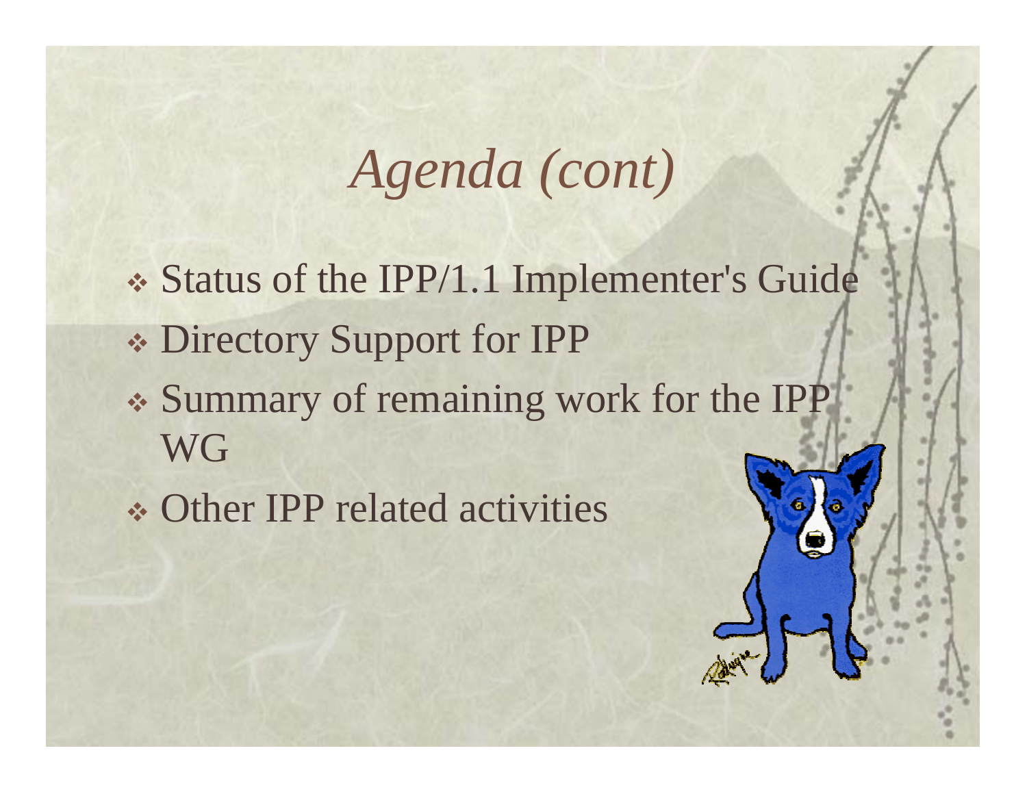# *Agenda (cont)*

- Status of the IPP/1.1 Implementer's Guide
- Directory Support for IPP
- Summary of remaining work for the IPP WG
- Other IPP related activities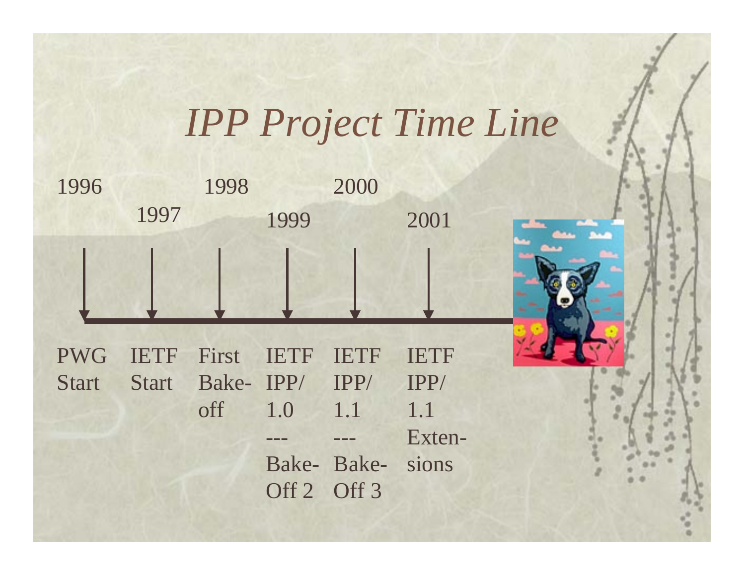# *IPP Project Time Line*

| 1996 | 1997 | 1998 | 1999 | 2000 | 2001 |
| --- | --- | --- | --- | --- | --- |
| PWG Start | IETF Start | First Bake-off | IETF IPP/1.0 --- Bake-Off 2 | IETF IPP/1.1 --- Bake-Off 3 | IETF IPP/1.1 Extensions |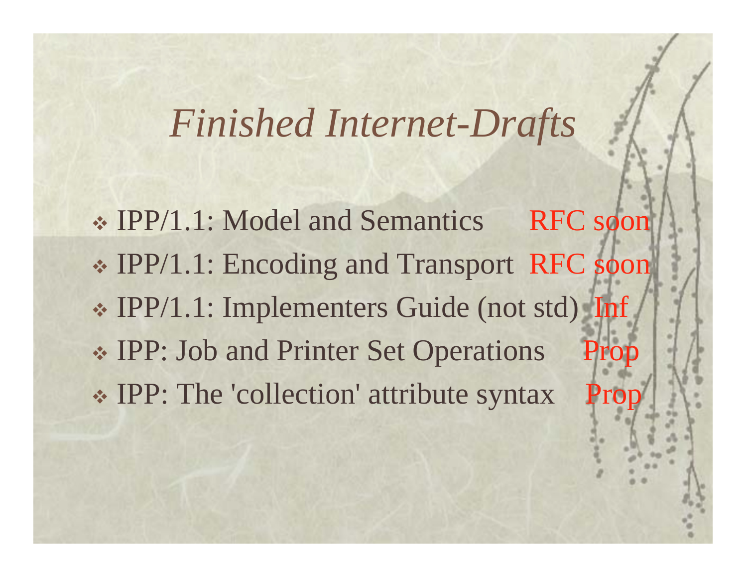# *Finished Internet-Drafts*

- IPP/1.1: Model and Semantics RFC soon
- IPP/1.1: Encoding and Transport RFC soon
- IPP/1.1: Implementers Guide (not std) Inf
- IPP: Job and Printer Set Operations Prop
- IPP: The 'collection' attribute syntax Prop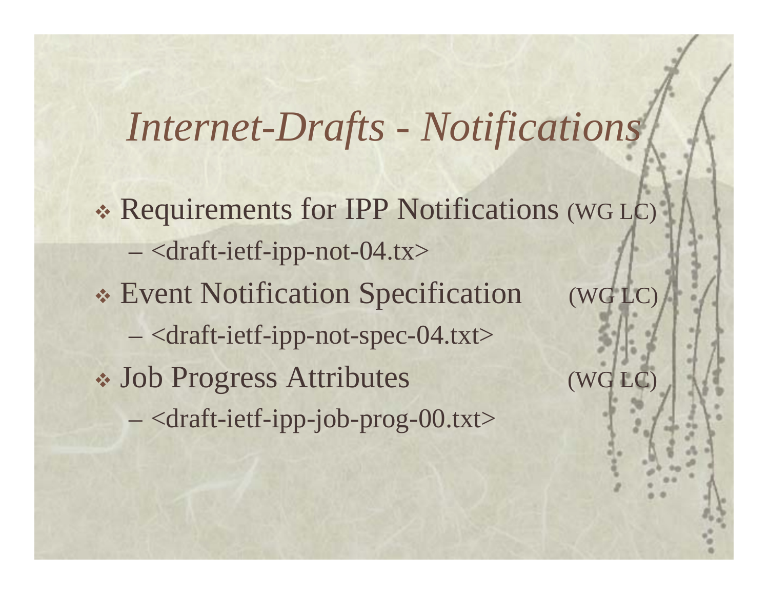# *Internet-Drafts - Notifications*

- Requirements for IPP Notifications (WG LC)
  - <draft-ietf-ipp-not-04.tx>
- Event Notification Specification (WG LC)
  - <draft-ietf-ipp-not-spec-04.txt>
- Job Progress Attributes (WG LC)
  - <draft-ietf-ipp-job-prog-00.txt>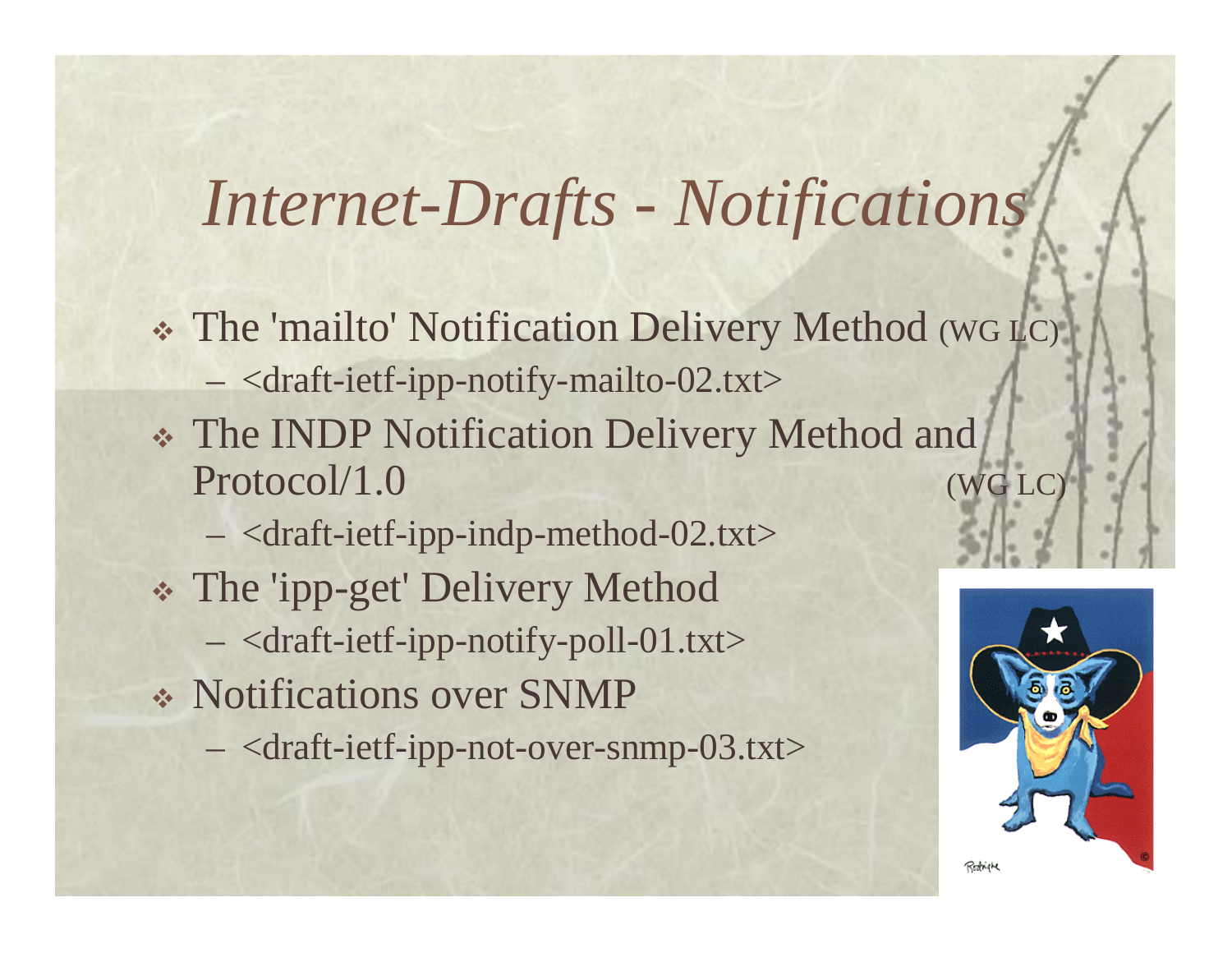# *Internet-Drafts - Notifications*

- The 'mailto' Notification Delivery Method (WG LC)
  - <draft-ietf-ipp-notify-mailto-02.txt>
- The INDP Notification Delivery Method and Protocol/1.0 (WG LC)
  - <draft-ietf-ipp-indp-method-02.txt>
- The 'ipp-get' Delivery Method
  - <draft-ietf-ipp-notify-poll-01.txt>
- Notifications over SNMP
  - <draft-ietf-ipp-not-over-snmp-03.txt>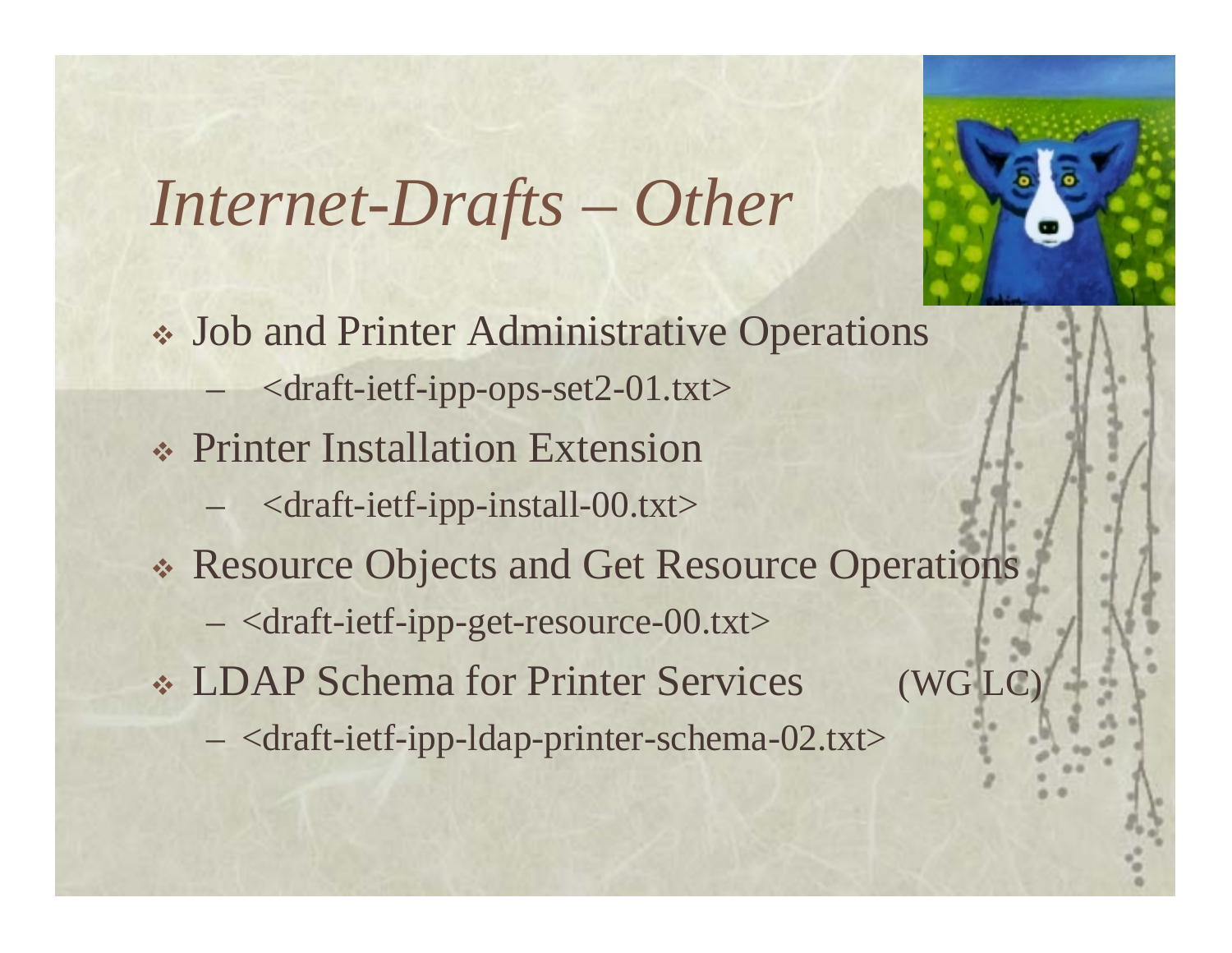# *Internet-Drafts – Other*

- Job and Printer Administrative Operations
  - <draft-ietf-ipp-ops-set2-01.txt>
- Printer Installation Extension
  - <draft-ietf-ipp-install-00.txt>
- Resource Objects and Get Resource Operations
  - <draft-ietf-ipp-get-resource-00.txt>
- LDAP Schema for Printer Services (WG LC)
  - <draft-ietf-ipp-ldap-printer-schema-02.txt>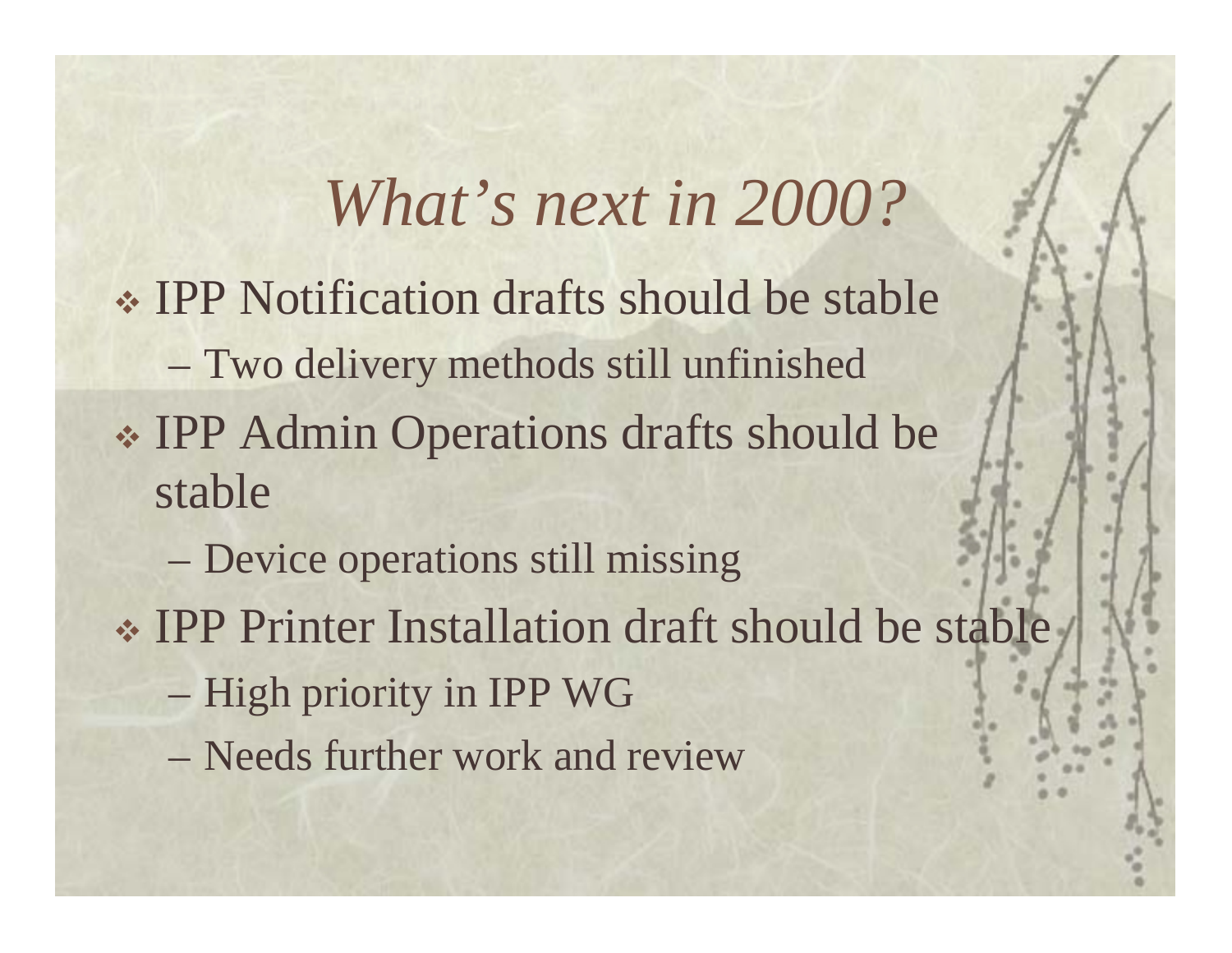# *What's next in 2000?*

- IPP Notification drafts should be stable
  - Two delivery methods still unfinished
- IPP Admin Operations drafts should be stable
  - Device operations still missing
- IPP Printer Installation draft should be stable
  - High priority in IPP WG
  - Needs further work and review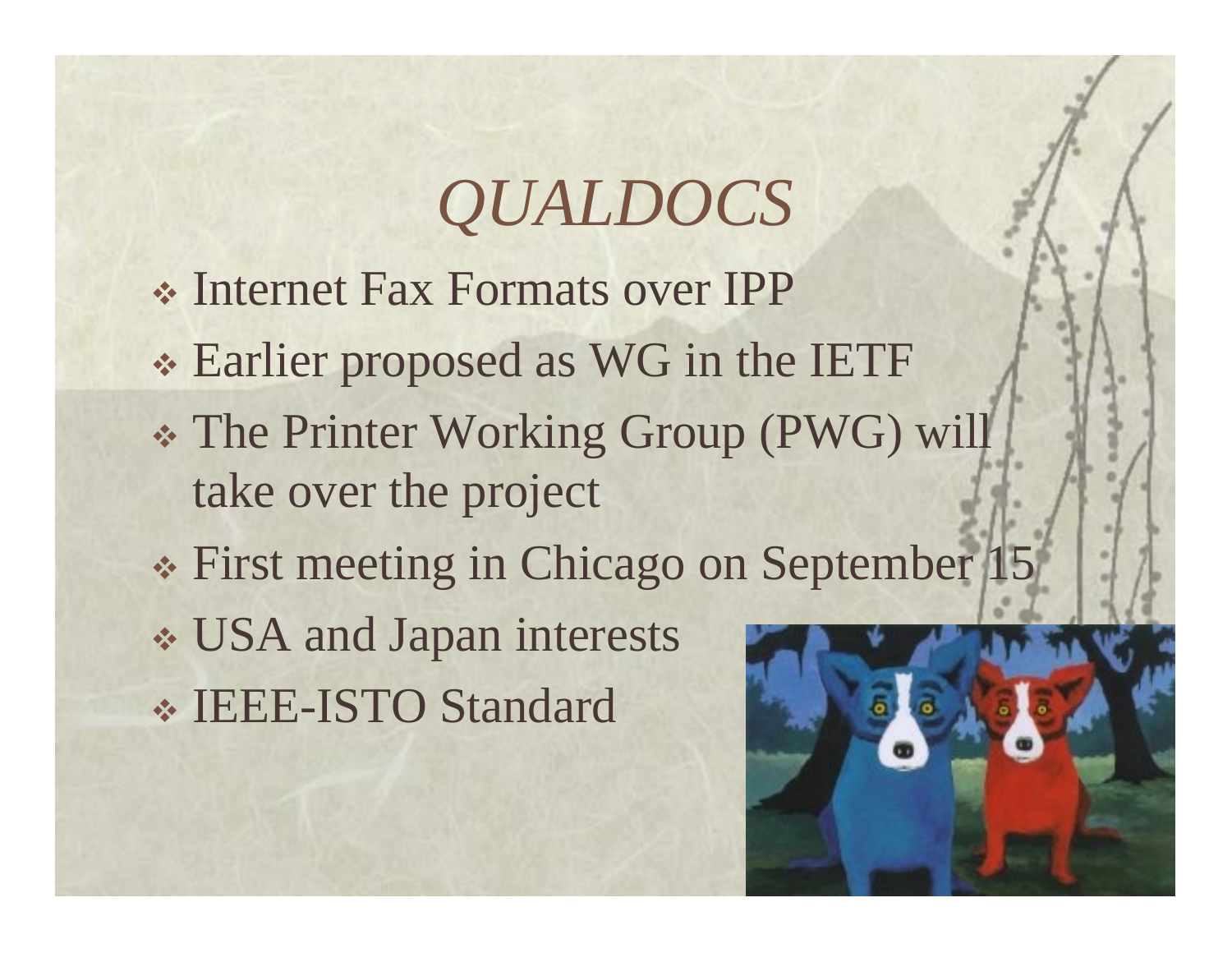# *QUALDOCS*

- Internet Fax Formats over IPP
- Earlier proposed as WG in the IETF
- The Printer Working Group (PWG) will take over the project
- First meeting in Chicago on September 15
- USA and Japan interests
- IEEE-ISTO Standard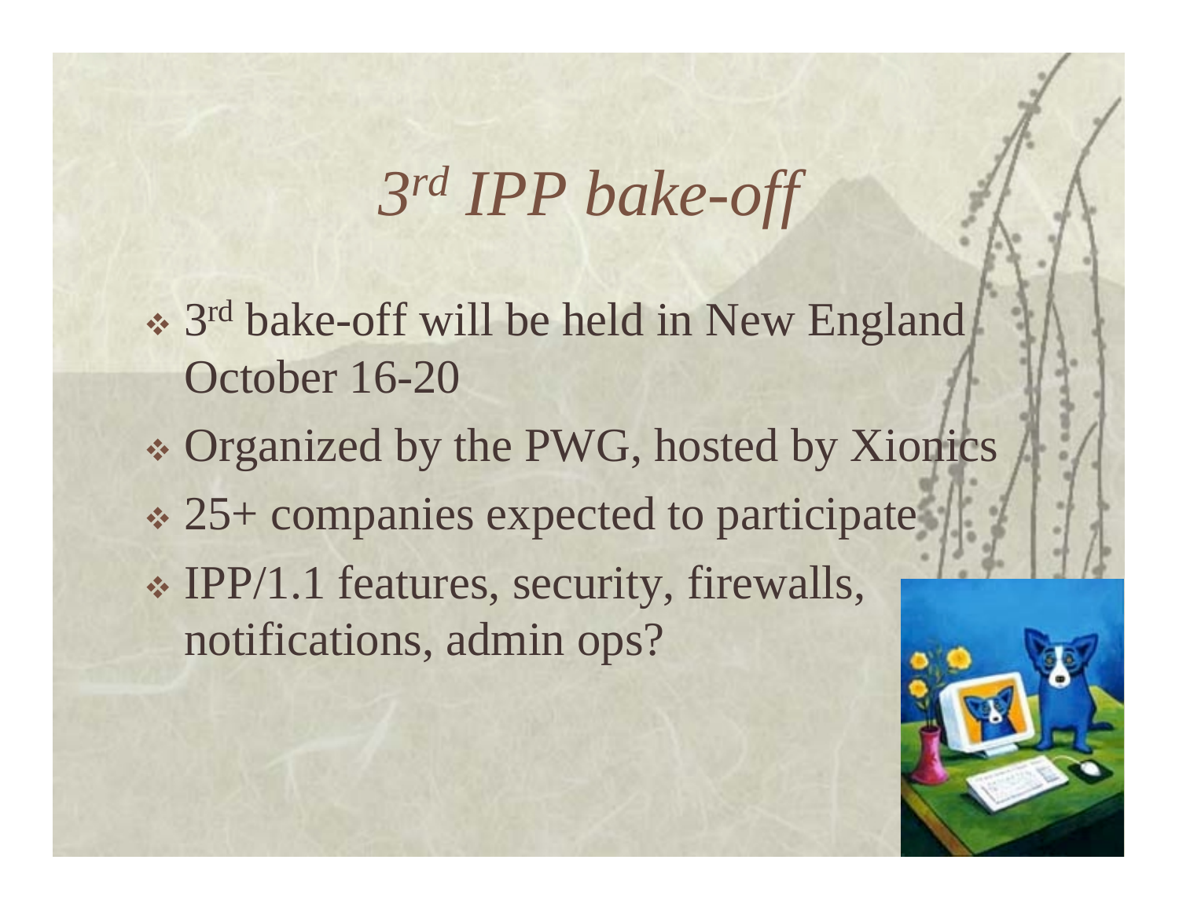# *3rd IPP bake-off*

- 3rd bake-off will be held in New England October 16-20
- Organized by the PWG, hosted by Xionics
- 25+ companies expected to participate
- IPP/1.1 features, security, firewalls, notifications, admin ops?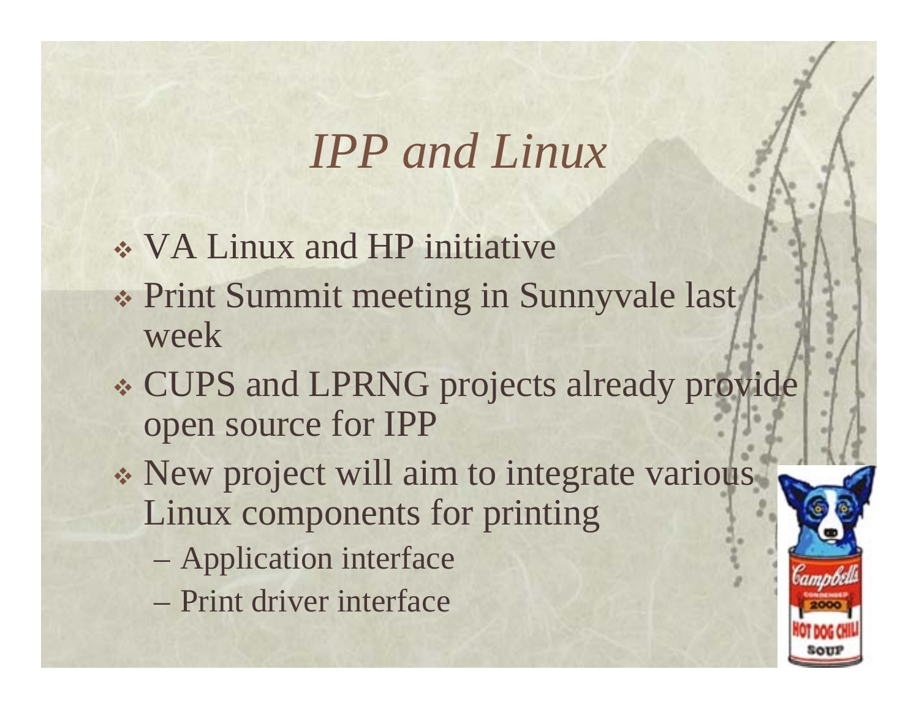# *IPP and Linux*

- VA Linux and HP initiative
- Print Summit meeting in Sunnyvale last week
- CUPS and LPRNG projects already provide open source for IPP
- New project will aim to integrate various Linux components for printing
  - Application interface
  - Print driver interface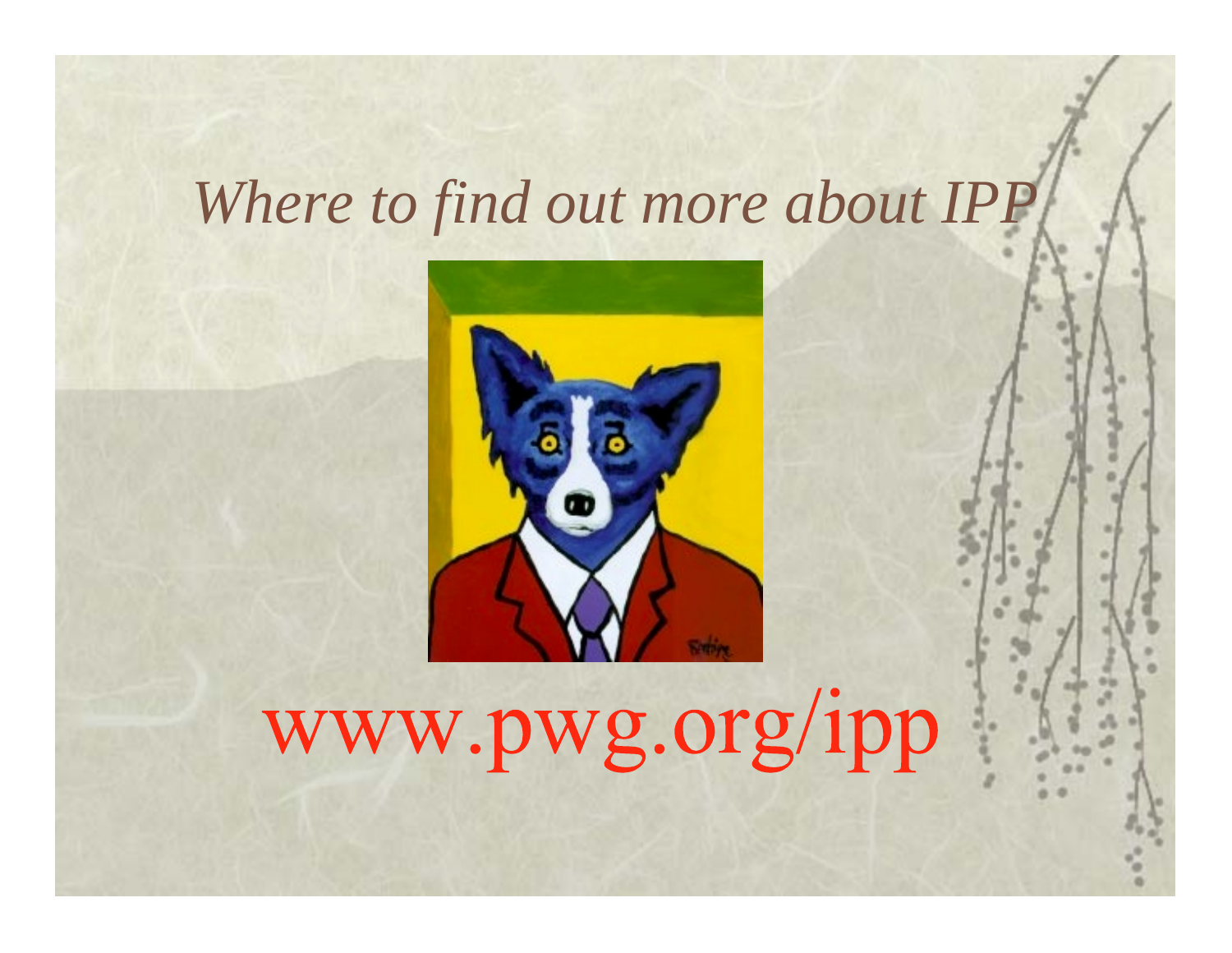# *Where to find out more about IPP*

www.pwg.org/ipp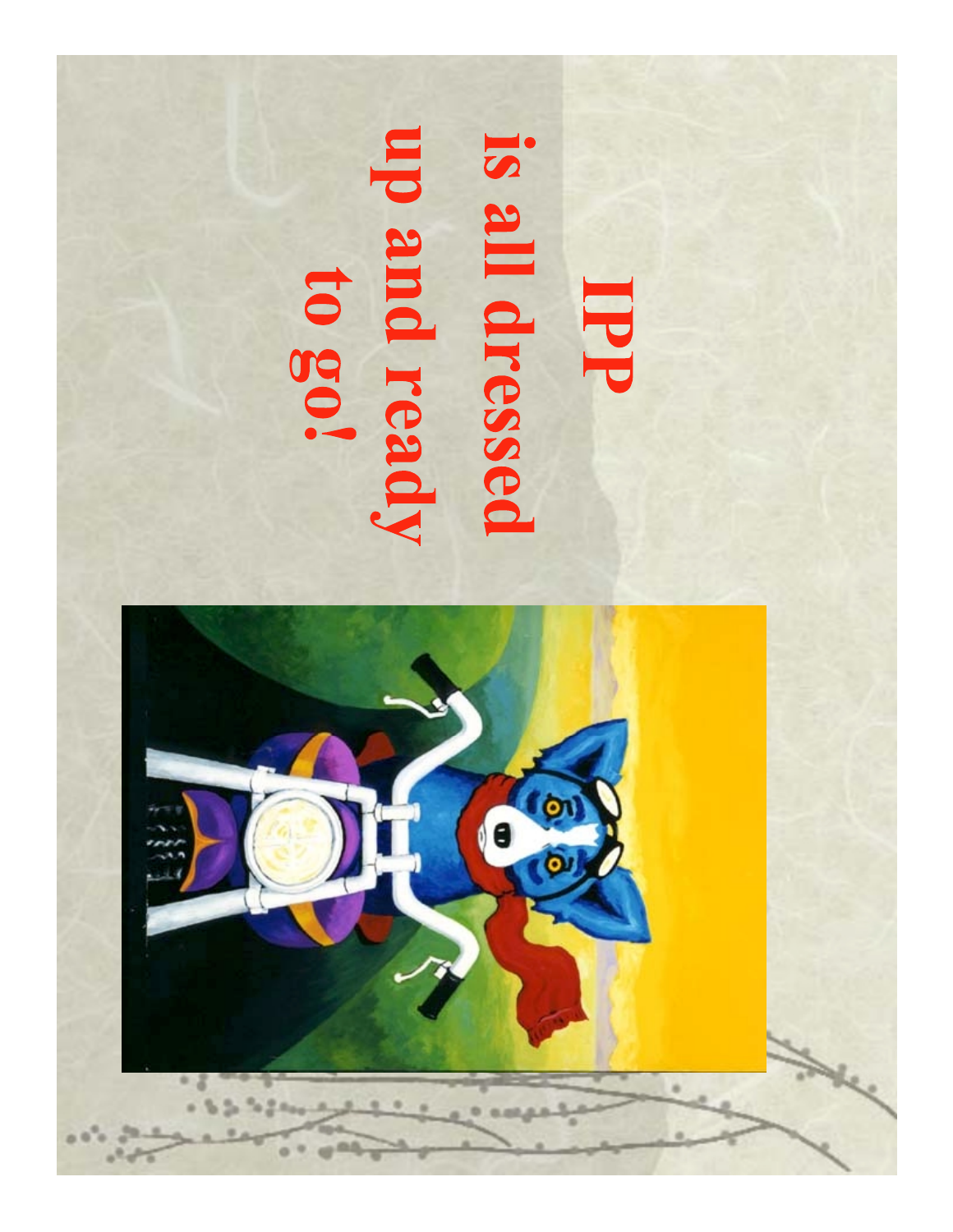# IPP is all dressed up and ready to go!